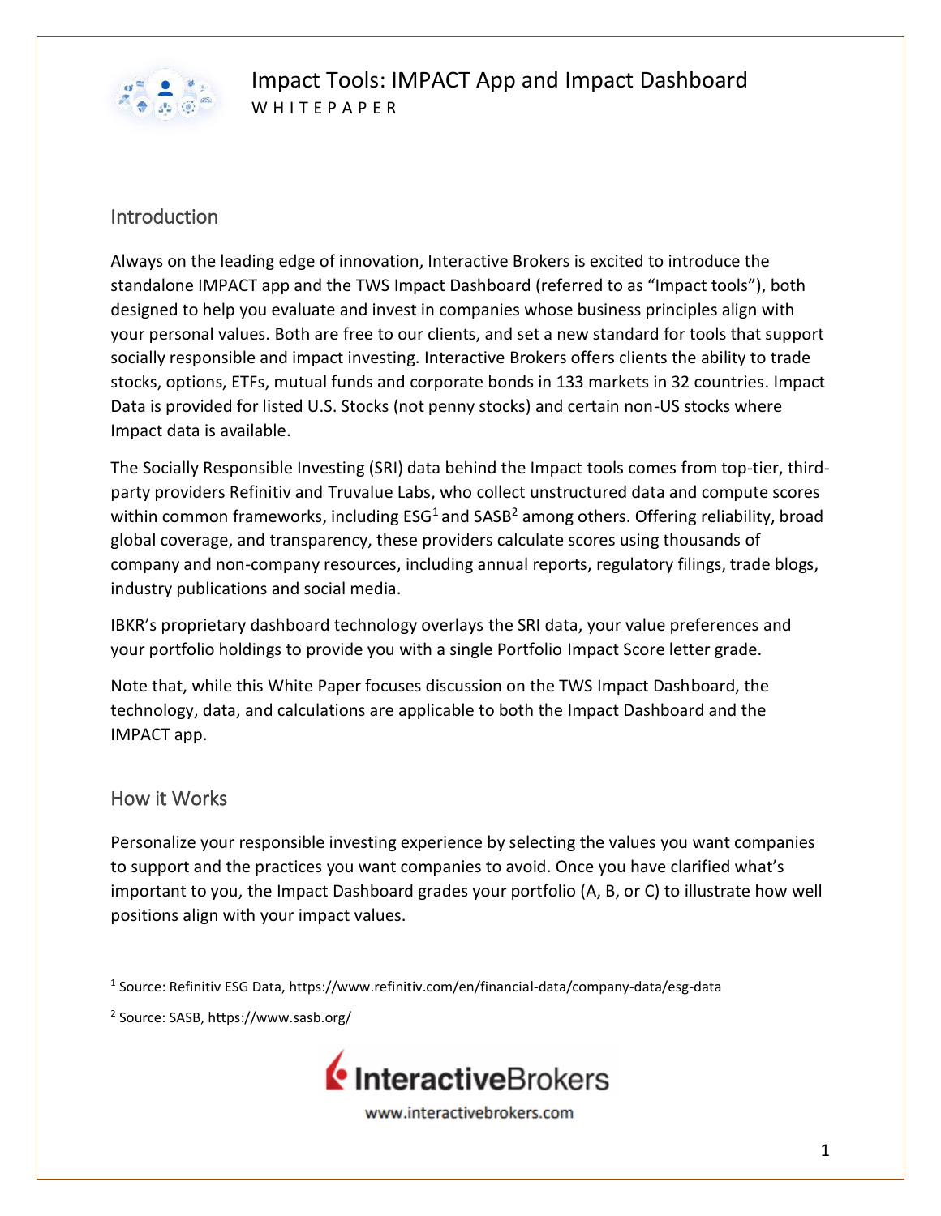# Impact Tools: IMPACT App and Impact Dashboard

WHITEPAPER

## Introduction

Always on the leading edge of innovation, Interactive Brokers is excited to introduce the standalone IMPACT app and the TWS Impact Dashboard (referred to as "Impact tools"), both designed to help you evaluate and invest in companies whose business principles align with your personal values. Both are free to our clients, and set a new standard for tools that support socially responsible and impact investing. Interactive Brokers offers clients the ability to trade stocks, options, ETFs, mutual funds and corporate bonds in 133 markets in 32 countries. Impact Data is provided for listed U.S. Stocks (not penny stocks) and certain non-US stocks where Impact data is available.

The Socially Responsible Investing (SRI) data behind the Impact tools comes from top-tier, third-party providers Refinitiv and Truvalue Labs, who collect unstructured data and compute scores within common frameworks, including ESG[1] and SASB[2] among others. Offering reliability, broad global coverage, and transparency, these providers calculate scores using thousands of company and non-company resources, including annual reports, regulatory filings, trade blogs, industry publications and social media.

IBKR's proprietary dashboard technology overlays the SRI data, your value preferences and your portfolio holdings to provide you with a single Portfolio Impact Score letter grade.

Note that, while this White Paper focuses discussion on the TWS Impact Dashboard, the technology, data, and calculations are applicable to both the Impact Dashboard and the IMPACT app.

## How it Works

Personalize your responsible investing experience by selecting the values you want companies to support and the practices you want companies to avoid. Once you have clarified what's important to you, the Impact Dashboard grades your portfolio (A, B, or C) to illustrate how well positions align with your impact values.

[1] Source: Refinitiv ESG Data, https://www.refinitiv.com/en/financial-data/company-data/esg-data

[2] Source: SASB, https://www.sasb.org/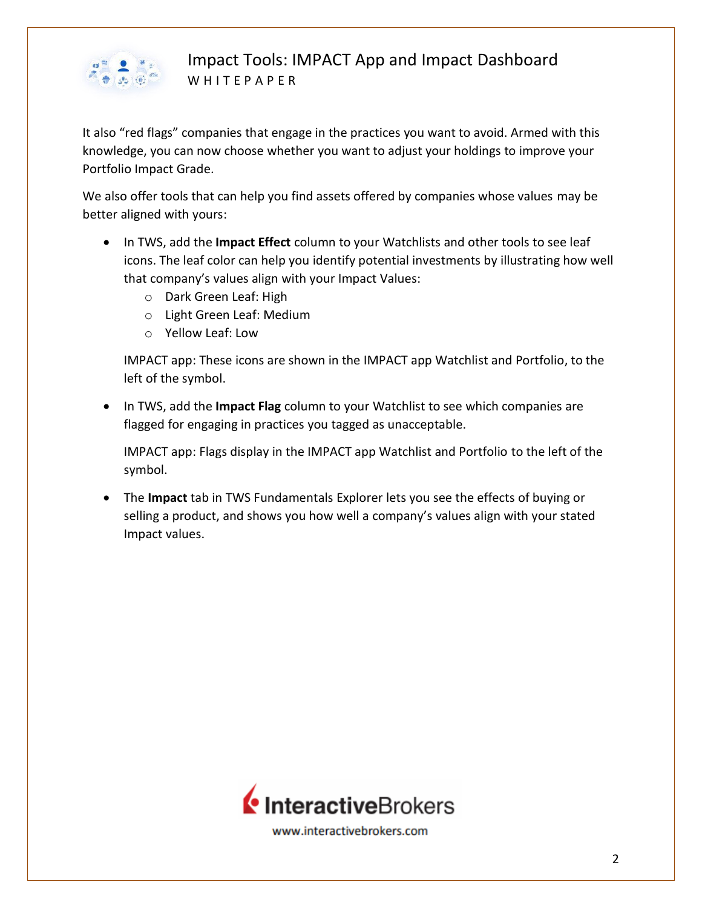It also "red flags" companies that engage in the practices you want to avoid. Armed with this knowledge, you can now choose whether you want to adjust your holdings to improve your Portfolio Impact Grade.

We also offer tools that can help you find assets offered by companies whose values may be better aligned with yours:

- In TWS, add the **Impact Effect** column to your Watchlists and other tools to see leaf icons. The leaf color can help you identify potential investments by illustrating how well that company's values align with your Impact Values:
    - Dark Green Leaf: High
    - Light Green Leaf: Medium
    - Yellow Leaf: Low

  IMPACT app: These icons are shown in the IMPACT app Watchlist and Portfolio, to the left of the symbol.

- In TWS, add the **Impact Flag** column to your Watchlist to see which companies are flagged for engaging in practices you tagged as unacceptable.

  IMPACT app: Flags display in the IMPACT app Watchlist and Portfolio to the left of the symbol.

- The **Impact** tab in TWS Fundamentals Explorer lets you see the effects of buying or selling a product, and shows you how well a company's values align with your stated Impact values.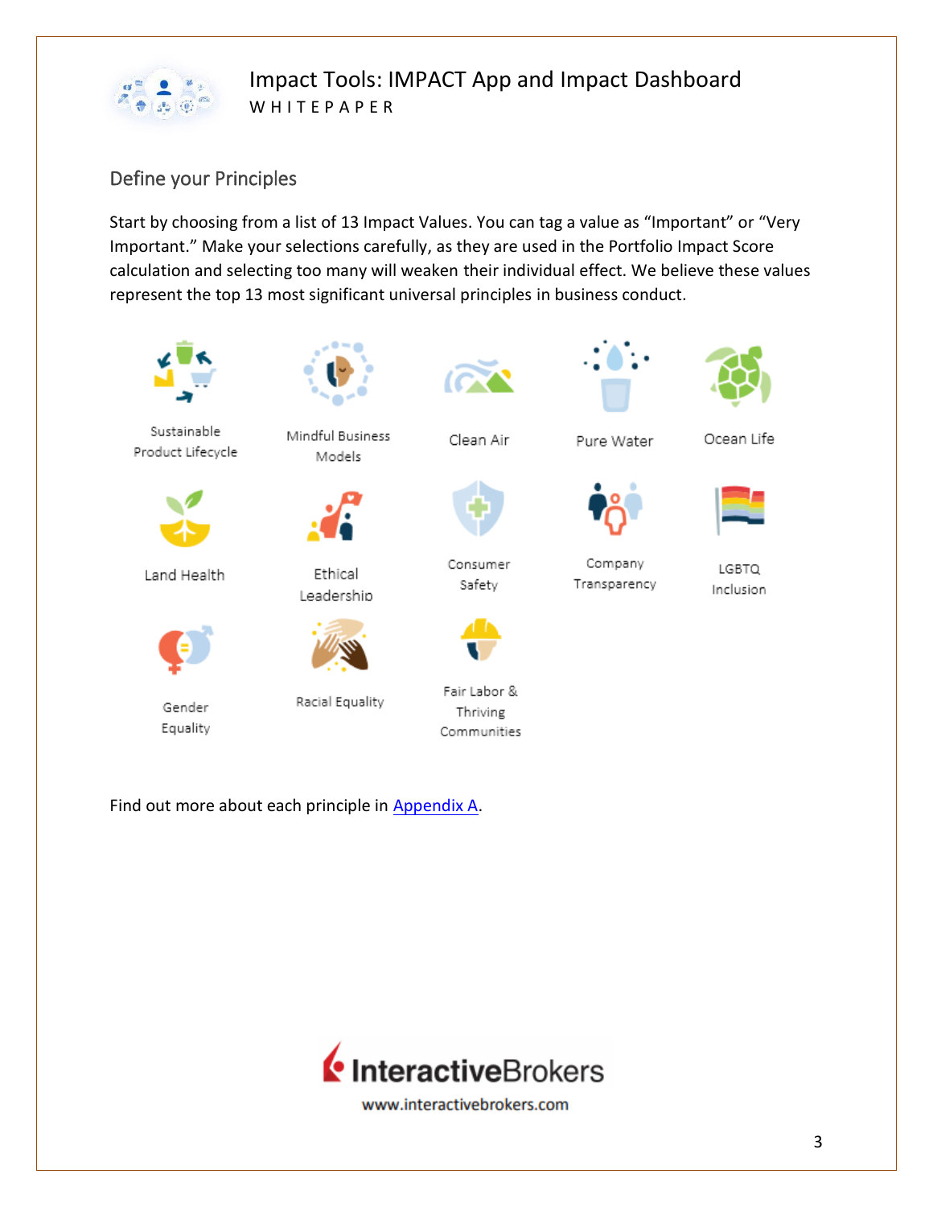## Define your Principles

Start by choosing from a list of 13 Impact Values. You can tag a value as "Important" or "Very Important." Make your selections carefully, as they are used in the Portfolio Impact Score calculation and selecting too many will weaken their individual effect. We believe these values represent the top 13 most significant universal principles in business conduct.

Sustainable Product Lifecycle

Mindful Business Models

Clean Air

Pure Water

Ocean Life

Land Health

Ethical Leadership

Consumer Safety

Company Transparency

LGBTQ Inclusion

Gender Equality

Racial Equality

Fair Labor & Thriving Communities

Find out more about each principle in Appendix A.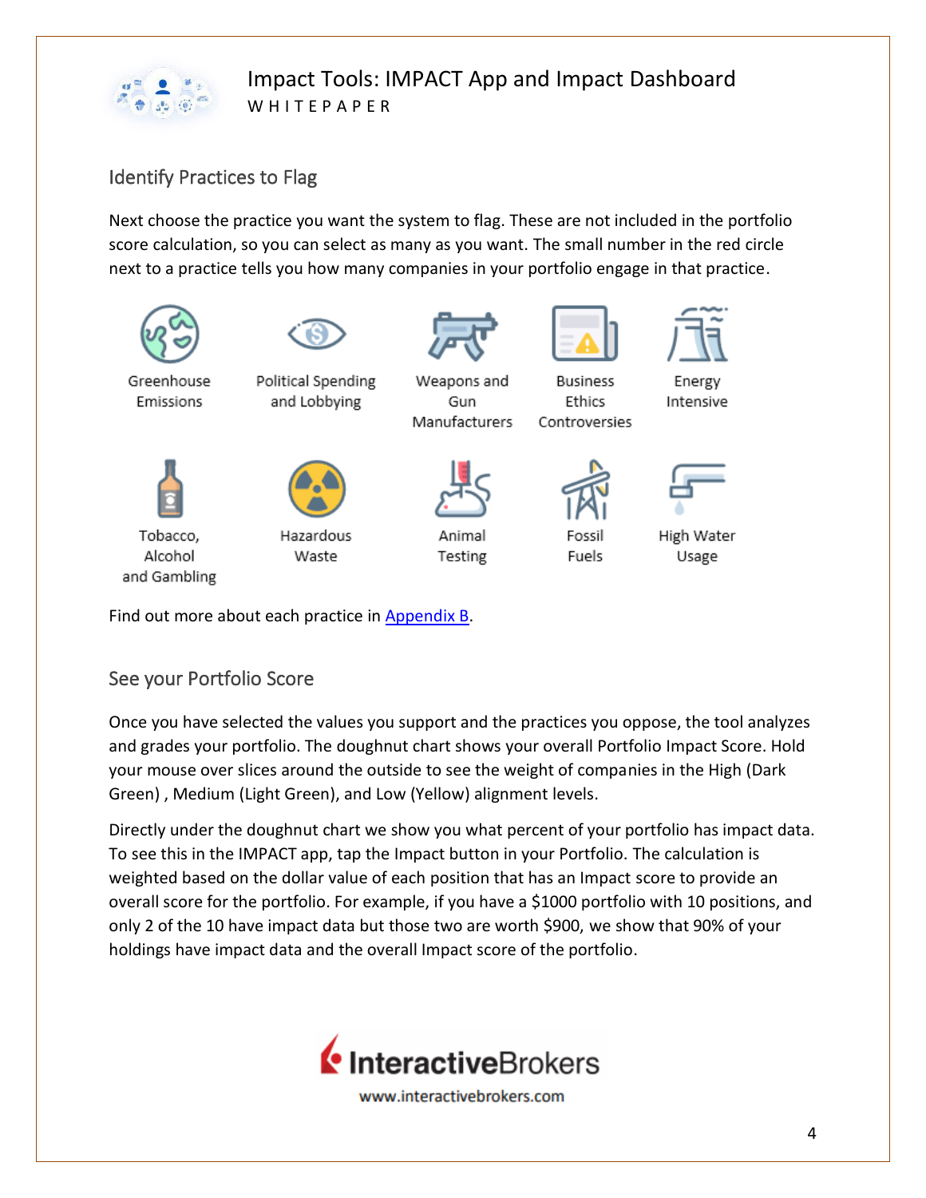## Identify Practices to Flag

Next choose the practice you want the system to flag. These are not included in the portfolio score calculation, so you can select as many as you want. The small number in the red circle next to a practice tells you how many companies in your portfolio engage in that practice.

Greenhouse Emissions

Political Spending and Lobbying

Weapons and Gun Manufacturers

Business Ethics Controversies

Energy Intensive

Tobacco, Alcohol and Gambling

Hazardous Waste

Animal Testing

Fossil Fuels

High Water Usage

Find out more about each practice in [Appendix B](#).

## See your Portfolio Score

Once you have selected the values you support and the practices you oppose, the tool analyzes and grades your portfolio. The doughnut chart shows your overall Portfolio Impact Score. Hold your mouse over slices around the outside to see the weight of companies in the High (Dark Green) , Medium (Light Green), and Low (Yellow) alignment levels.

Directly under the doughnut chart we show you what percent of your portfolio has impact data. To see this in the IMPACT app, tap the Impact button in your Portfolio. The calculation is weighted based on the dollar value of each position that has an Impact score to provide an overall score for the portfolio. For example, if you have a $1000 portfolio with 10 positions, and only 2 of the 10 have impact data but those two are worth $900, we show that 90% of your holdings have impact data and the overall Impact score of the portfolio.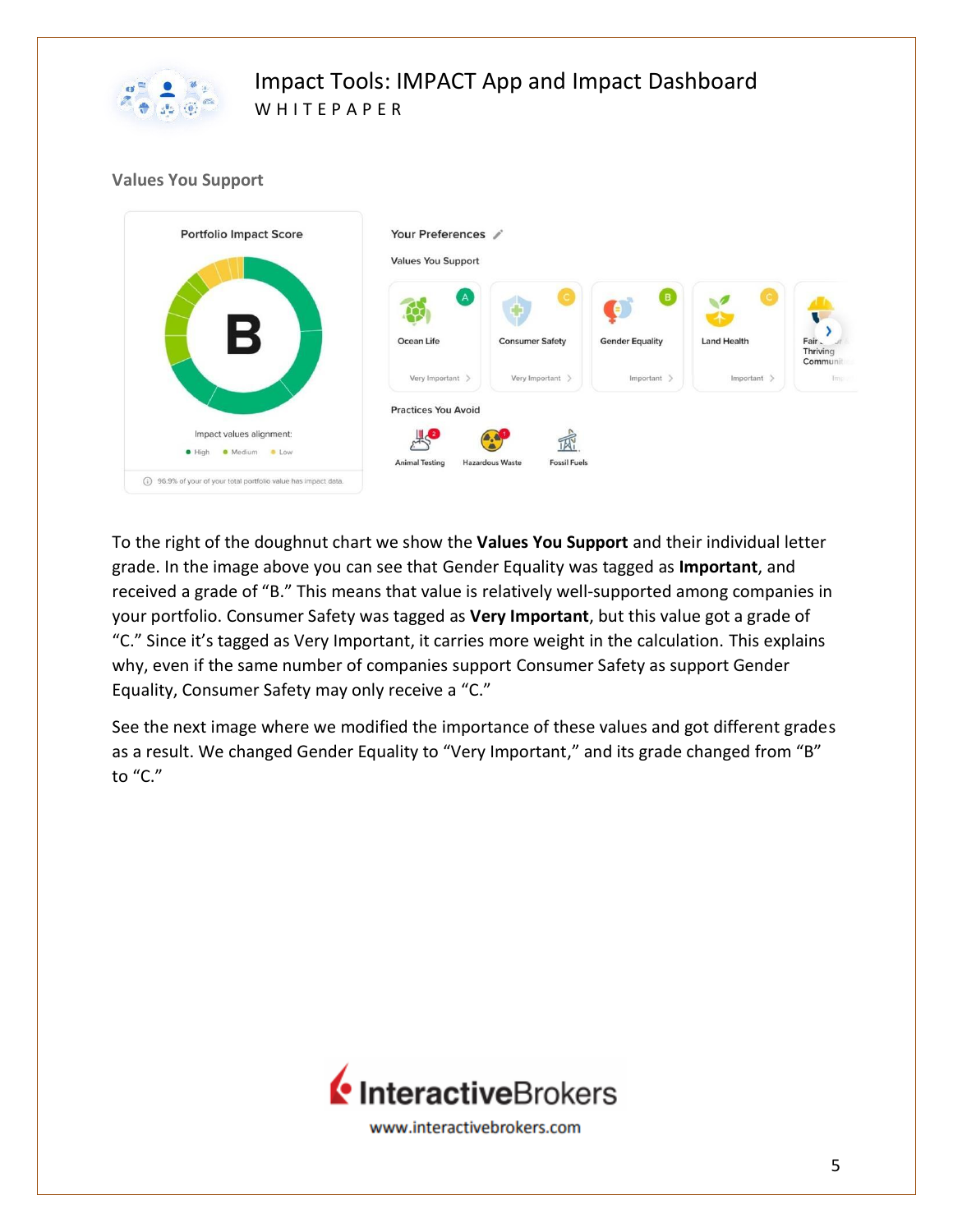### Values You Support

To the right of the doughnut chart we show the **Values You Support** and their individual letter grade. In the image above you can see that Gender Equality was tagged as **Important**, and received a grade of "B." This means that value is relatively well-supported among companies in your portfolio. Consumer Safety was tagged as **Very Important**, but this value got a grade of "C." Since it's tagged as Very Important, it carries more weight in the calculation. This explains why, even if the same number of companies support Consumer Safety as support Gender Equality, Consumer Safety may only receive a "C."

See the next image where we modified the importance of these values and got different grades as a result. We changed Gender Equality to "Very Important," and its grade changed from "B" to "C."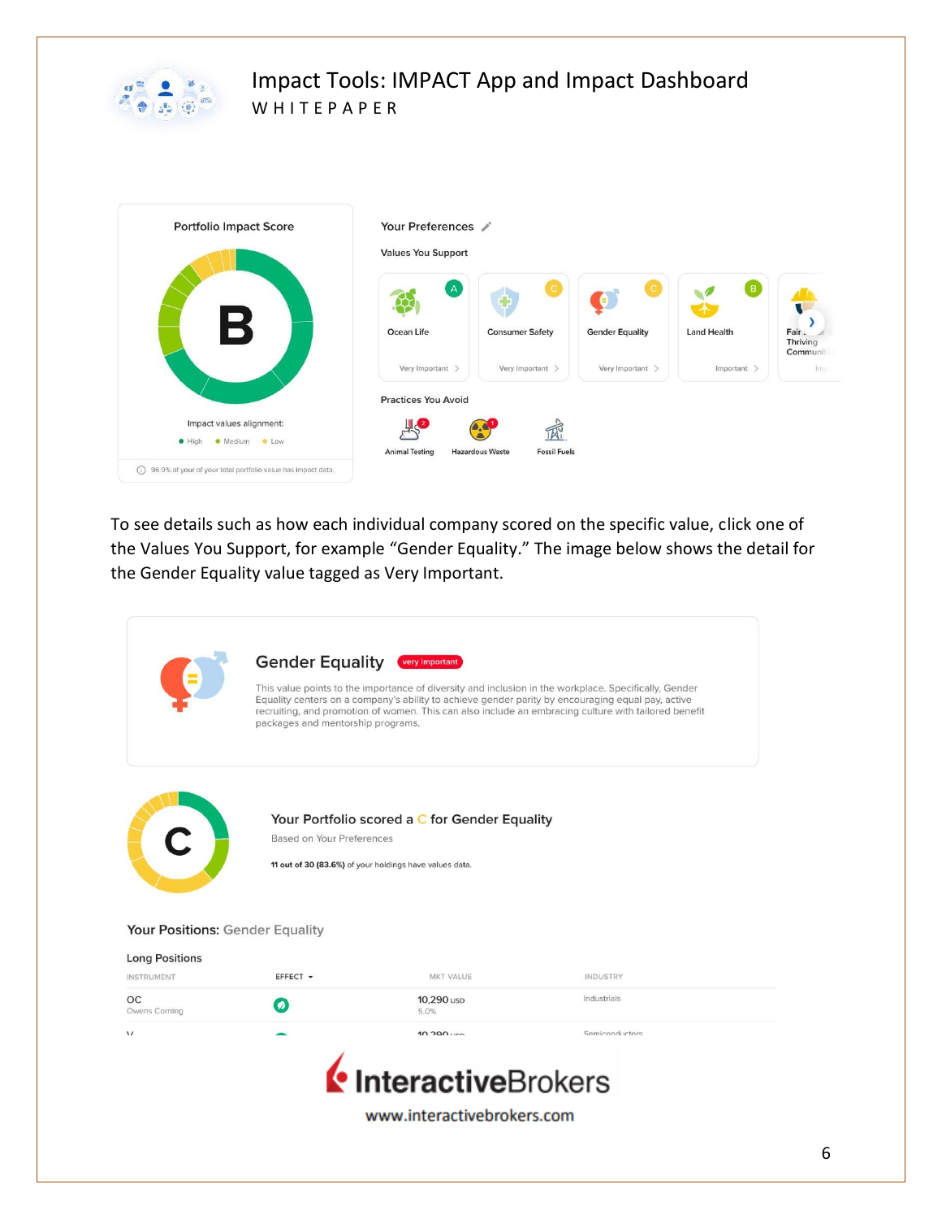Portfolio Impact Score

B

Impact values alignment:

● High ● Medium ● Low

96.9% of your of your total portfolio value has impact data.

Your Preferences

Values You Support

| Value | Grade | Importance |
| --- | --- | --- |
| Ocean Life | A | Very Important |
| Consumer Safety | C | Very Important |
| Gender Equality | C | Very Important |
| Land Health | B | Important |
| Fair ... Thriving Communi... | | Im... |

Practices You Avoid

- Animal Testing (2)
- Hazardous Waste (1)
- Fossil Fuels

To see details such as how each individual company scored on the specific value, click one of the Values You Support, for example "Gender Equality." The image below shows the detail for the Gender Equality value tagged as Very Important.

## Gender Equality

very important

This value points to the importance of diversity and inclusion in the workplace. Specifically, Gender Equality centers on a company's ability to achieve gender parity by encouraging equal pay, active recruiting, and promotion of women. This can also include an embracing culture with tailored benefit packages and mentorship programs.

C

Your Portfolio scored a C for Gender Equality

Based on Your Preferences

11 out of 30 (83.6%) of your holdings have values data.

Your Positions: Gender Equality

Long Positions

| INSTRUMENT | EFFECT | MKT VALUE | INDUSTRY |
| --- | --- | --- | --- |
| OC<br>Owens Corning | | 10,290 USD<br>5.0% | Industrials |
| V... | | 10,290 USD | Semiconductors |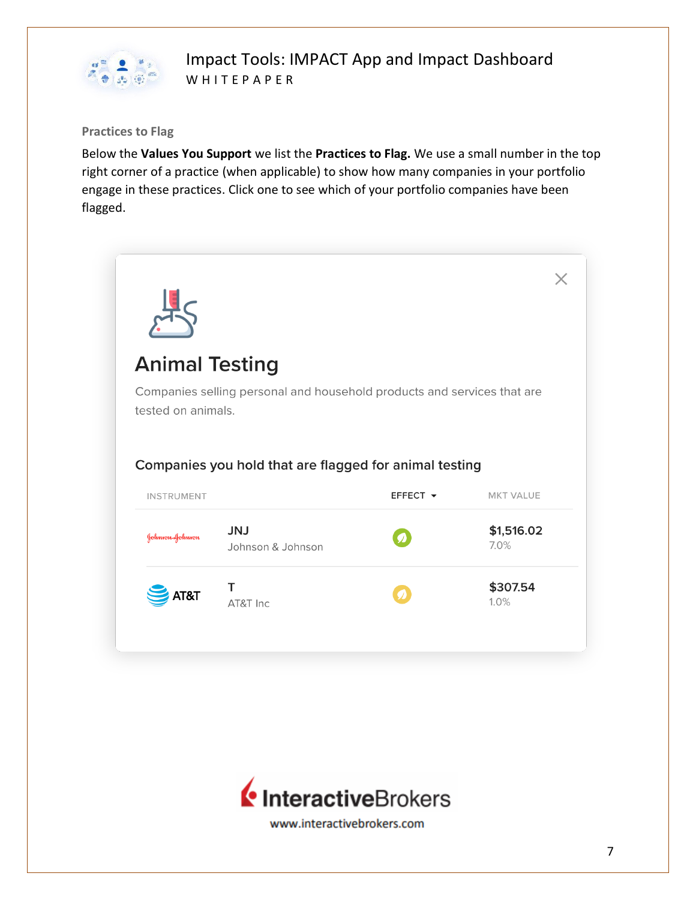### Practices to Flag

Below the **Values You Support** we list the **Practices to Flag.** We use a small number in the top right corner of a practice (when applicable) to show how many companies in your portfolio engage in these practices. Click one to see which of your portfolio companies have been flagged.

## Animal Testing

Companies selling personal and household products and services that are tested on animals.

### Companies you hold that are flagged for animal testing

| INSTRUMENT | | EFFECT | MKT VALUE |
|---|---|---|---|
| Johnson & Johnson | JNJ<br>Johnson & Johnson | | $1,516.02<br>7.0% |
| AT&T | T<br>AT&T Inc | | $307.54<br>1.0% |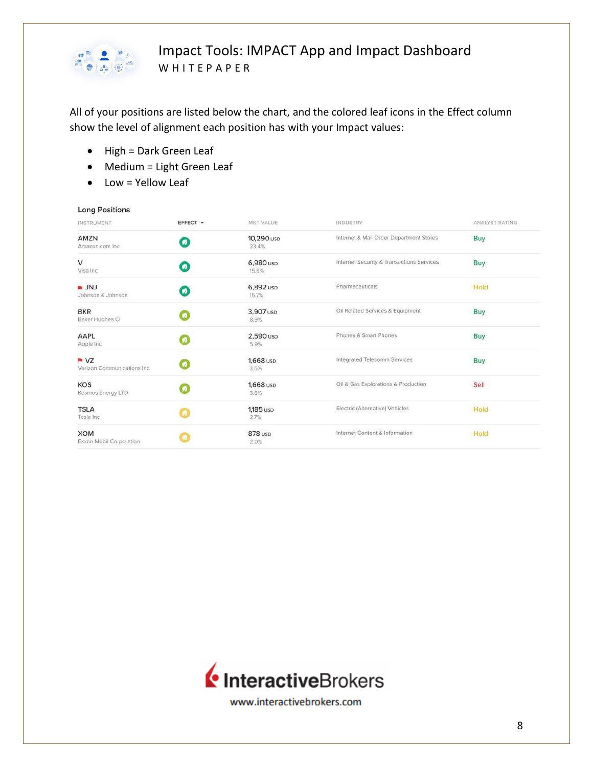All of your positions are listed below the chart, and the colored leaf icons in the Effect column show the level of alignment each position has with your Impact values:

- High = Dark Green Leaf
- Medium = Light Green Leaf
- Low = Yellow Leaf

**Long Positions**

| INSTRUMENT | EFFECT | MKT VALUE | INDUSTRY | ANALYST RATING |
|---|---|---|---|---|
| AMZN<br>Amazon.com Inc | Dark Green Leaf | 10,290 USD<br>23.4% | Internet & Mail Order Department Stores | Buy |
| V<br>Visa Inc | Dark Green Leaf | 6,980 USD<br>15.9% | Internet Security & Transactions Services | Buy |
| JNJ<br>Johnson & Johnson | Dark Green Leaf | 6,892 USD<br>15.7% | Pharmaceuticals | Hold |
| BKR<br>Baker Hughes Cl | Light Green Leaf | 3,907 USD<br>8.9% | Oil Related Services & Equipment | Buy |
| AAPL<br>Apple Inc | Light Green Leaf | 2,590 USD<br>5.9% | Phones & Smart Phones | Buy |
| VZ<br>Verizon Communications Inc | Light Green Leaf | 1,668 USD<br>3.6% | Integrated Telecomm Services | Buy |
| KOS<br>Kosmos Energy LTD | Light Green Leaf | 1,668 USD<br>3.6% | Oil & Gas Explorations & Production | Sell |
| TSLA<br>Tesla Inc | Yellow Leaf | 1,185 USD<br>2.7% | Electric (Alternative) Vehicles | Hold |
| XOM<br>Exxon Mobil Corporation | Yellow Leaf | 878 USD<br>2.0% | Internet Content & Information | Hold |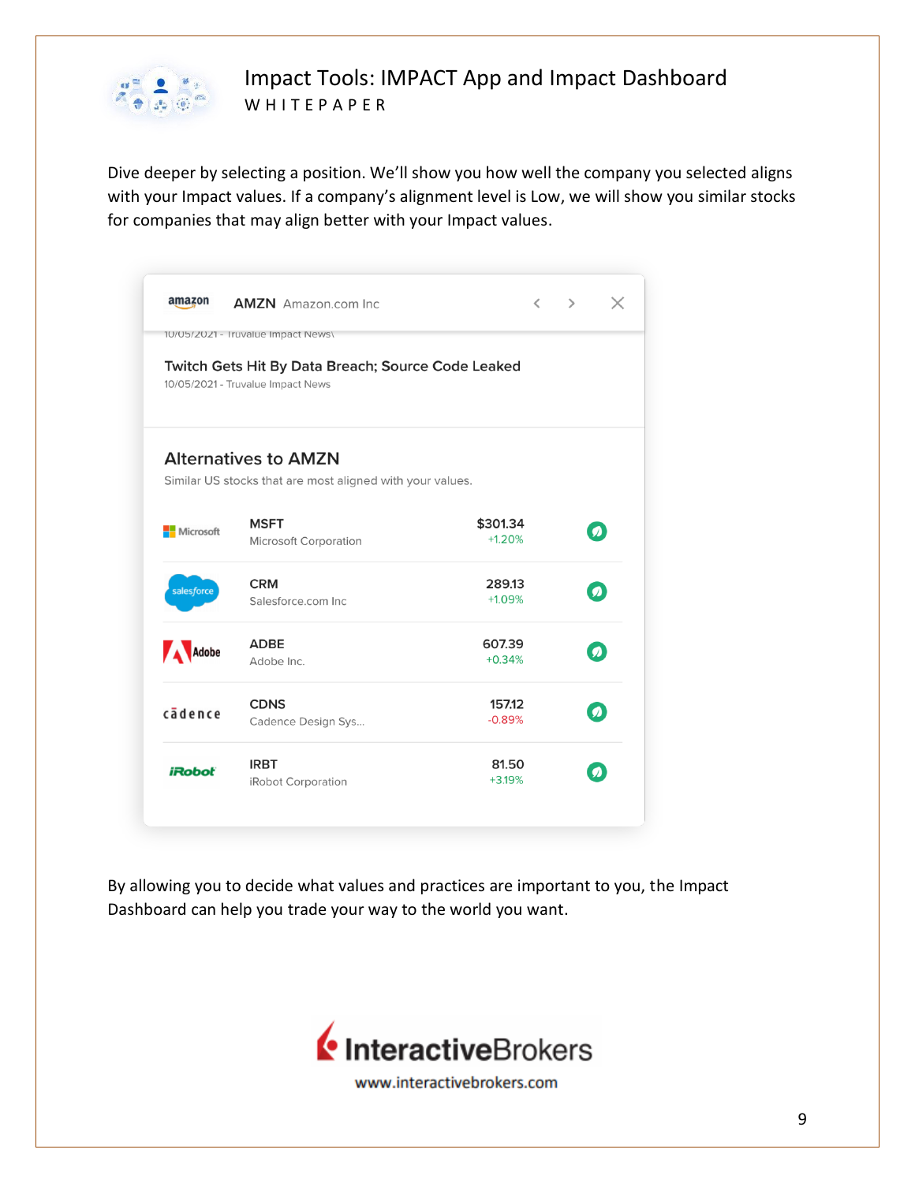Dive deeper by selecting a position. We'll show you how well the company you selected aligns with your Impact values. If a company's alignment level is Low, we will show you similar stocks for companies that may align better with your Impact values.

AMZN Amazon.com Inc

10/05/2021 - Truvalue Impact News\

Twitch Gets Hit By Data Breach; Source Code Leaked

10/05/2021 - Truvalue Impact News

## Alternatives to AMZN

Similar US stocks that are most aligned with your values.

| Symbol | Company | Price | Change |
|---|---|---|---|
| MSFT | Microsoft Corporation | $301.34 | +1.20% |
| CRM | Salesforce.com Inc | 289.13 | +1.09% |
| ADBE | Adobe Inc. | 607.39 | +0.34% |
| CDNS | Cadence Design Sys... | 157.12 | -0.89% |
| IRBT | iRobot Corporation | 81.50 | +3.19% |

By allowing you to decide what values and practices are important to you, the Impact Dashboard can help you trade your way to the world you want.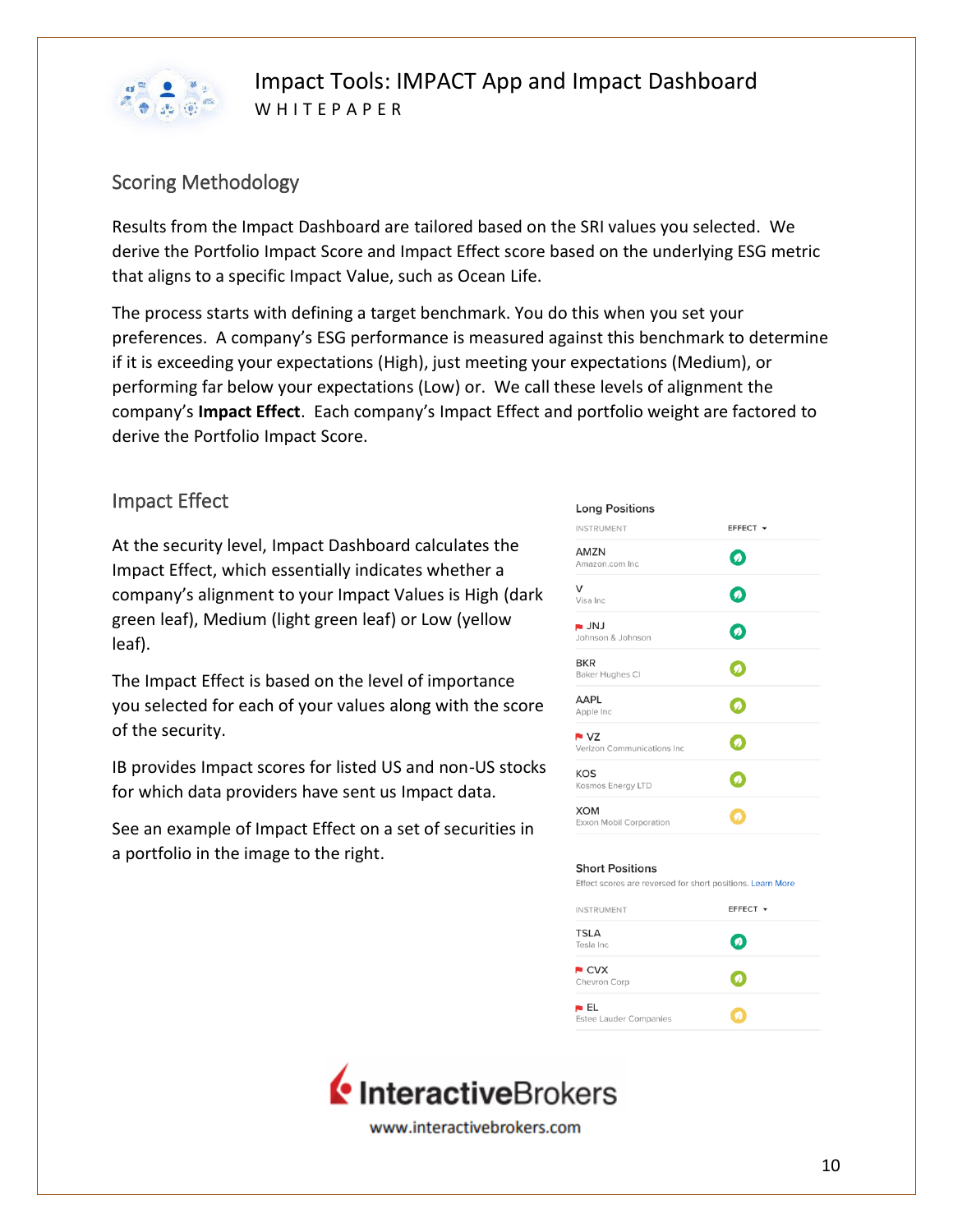## Scoring Methodology

Results from the Impact Dashboard are tailored based on the SRI values you selected. We derive the Portfolio Impact Score and Impact Effect score based on the underlying ESG metric that aligns to a specific Impact Value, such as Ocean Life.

The process starts with defining a target benchmark. You do this when you set your preferences. A company's ESG performance is measured against this benchmark to determine if it is exceeding your expectations (High), just meeting your expectations (Medium), or performing far below your expectations (Low) or. We call these levels of alignment the company's **Impact Effect**. Each company's Impact Effect and portfolio weight are factored to derive the Portfolio Impact Score.

## Impact Effect

At the security level, Impact Dashboard calculates the Impact Effect, which essentially indicates whether a company's alignment to your Impact Values is High (dark green leaf), Medium (light green leaf) or Low (yellow leaf).

The Impact Effect is based on the level of importance you selected for each of your values along with the score of the security.

IB provides Impact scores for listed US and non-US stocks for which data providers have sent us Impact data.

See an example of Impact Effect on a set of securities in a portfolio in the image to the right.

**Long Positions**

| INSTRUMENT | EFFECT |
|---|---|
| AMZN<br>Amazon.com Inc | |
| V<br>Visa Inc | |
| JNJ<br>Johnson & Johnson | |
| BKR<br>Baker Hughes Cl | |
| AAPL<br>Apple Inc | |
| VZ<br>Verizon Communications Inc | |
| KOS<br>Kosmos Energy LTD | |
| XOM<br>Exxon Mobil Corporation | |

**Short Positions**

Effect scores are reversed for short positions. Learn More

| INSTRUMENT | EFFECT |
|---|---|
| TSLA<br>Tesla Inc | |
| CVX<br>Chevron Corp | |
| EL<br>Estee Lauder Companies | |

InteractiveBrokers

www.interactivebrokers.com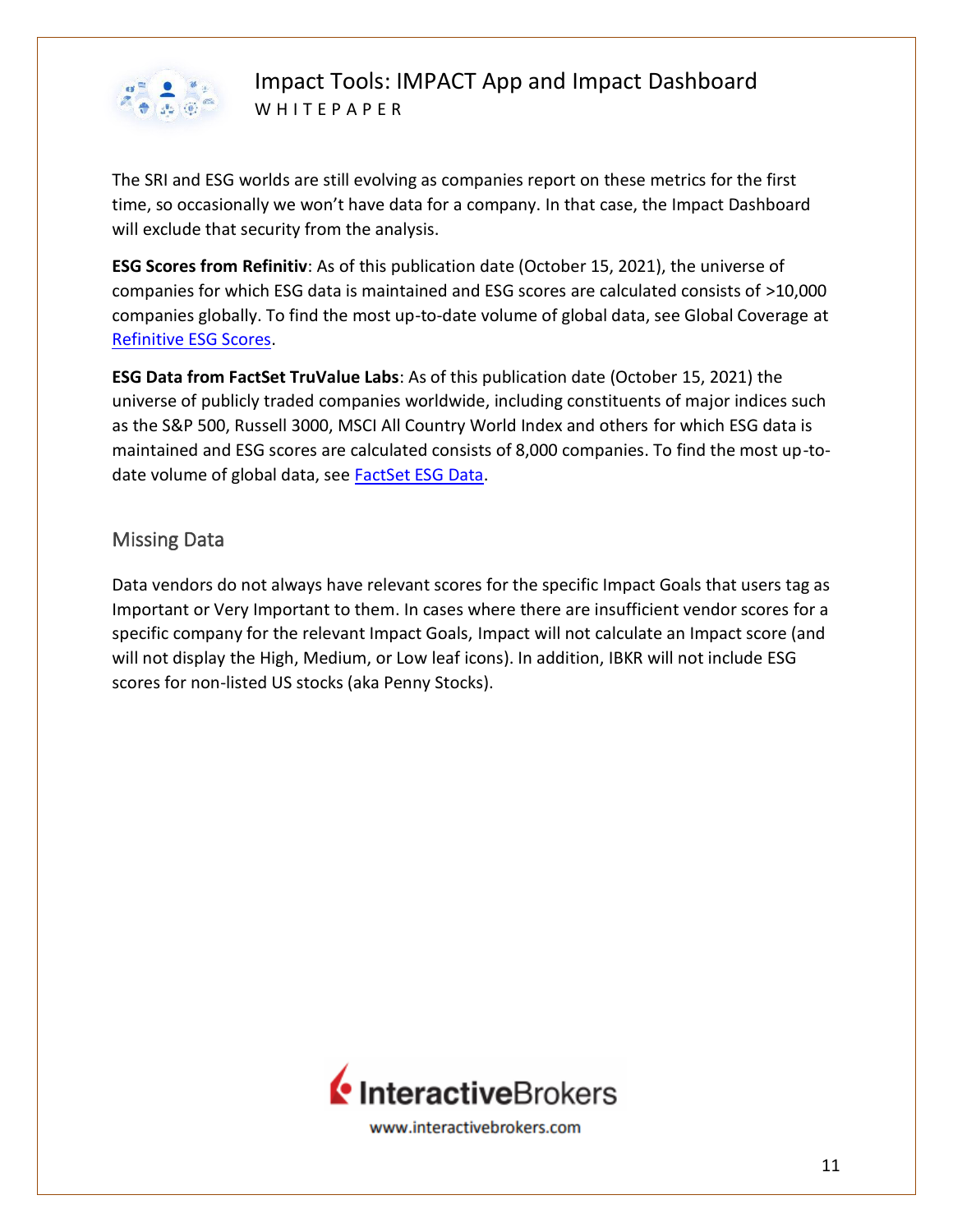The SRI and ESG worlds are still evolving as companies report on these metrics for the first time, so occasionally we won't have data for a company. In that case, the Impact Dashboard will exclude that security from the analysis.

**ESG Scores from Refinitiv**: As of this publication date (October 15, 2021), the universe of companies for which ESG data is maintained and ESG scores are calculated consists of >10,000 companies globally. To find the most up-to-date volume of global data, see Global Coverage at Refinitiv ESG Scores.

**ESG Data from FactSet TruValue Labs**: As of this publication date (October 15, 2021) the universe of publicly traded companies worldwide, including constituents of major indices such as the S&P 500, Russell 3000, MSCI All Country World Index and others for which ESG data is maintained and ESG scores are calculated consists of 8,000 companies. To find the most up-to-date volume of global data, see FactSet ESG Data.

## Missing Data

Data vendors do not always have relevant scores for the specific Impact Goals that users tag as Important or Very Important to them. In cases where there are insufficient vendor scores for a specific company for the relevant Impact Goals, Impact will not calculate an Impact score (and will not display the High, Medium, or Low leaf icons). In addition, IBKR will not include ESG scores for non-listed US stocks (aka Penny Stocks).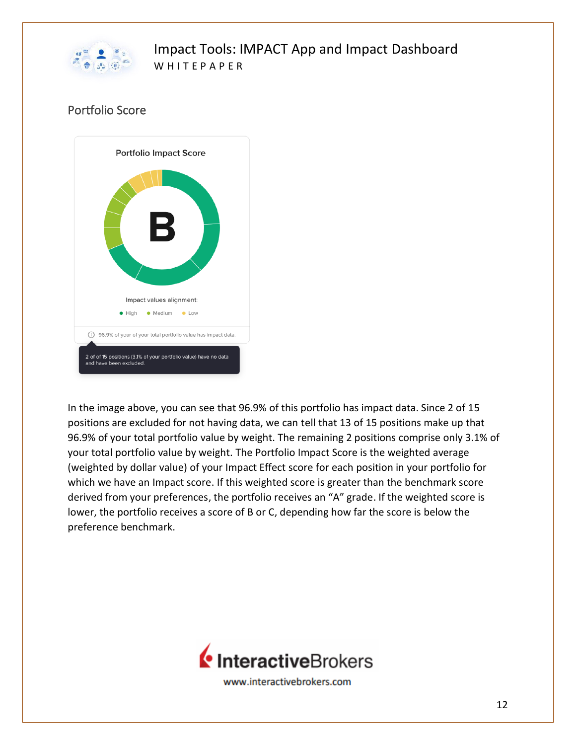## Portfolio Score

Portfolio Impact Score

B

Impact values alignment:

● High ● Medium ● Low

ⓘ 96.9% of your of your total portfolio value has impact data.

2 of of 15 positions (3.1% of your portfolio value) have no data and have been excluded.

In the image above, you can see that 96.9% of this portfolio has impact data. Since 2 of 15 positions are excluded for not having data, we can tell that 13 of 15 positions make up that 96.9% of your total portfolio value by weight. The remaining 2 positions comprise only 3.1% of your total portfolio value by weight. The Portfolio Impact Score is the weighted average (weighted by dollar value) of your Impact Effect score for each position in your portfolio for which we have an Impact score. If this weighted score is greater than the benchmark score derived from your preferences, the portfolio receives an "A" grade. If the weighted score is lower, the portfolio receives a score of B or C, depending how far the score is below the preference benchmark.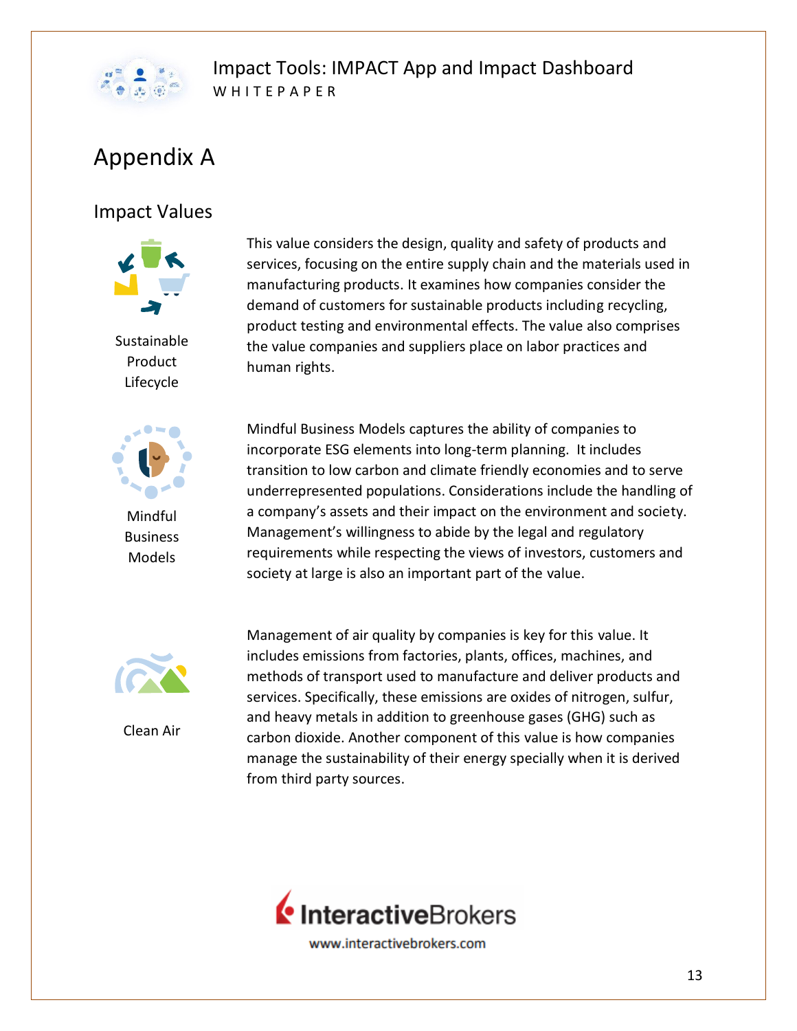# Appendix A

## Impact Values

**Sustainable Product Lifecycle**

This value considers the design, quality and safety of products and services, focusing on the entire supply chain and the materials used in manufacturing products. It examines how companies consider the demand of customers for sustainable products including recycling, product testing and environmental effects. The value also comprises the value companies and suppliers place on labor practices and human rights.

**Mindful Business Models**

Mindful Business Models captures the ability of companies to incorporate ESG elements into long-term planning. It includes transition to low carbon and climate friendly economies and to serve underrepresented populations. Considerations include the handling of a company's assets and their impact on the environment and society. Management's willingness to abide by the legal and regulatory requirements while respecting the views of investors, customers and society at large is also an important part of the value.

**Clean Air**

Management of air quality by companies is key for this value. It includes emissions from factories, plants, offices, machines, and methods of transport used to manufacture and deliver products and services. Specifically, these emissions are oxides of nitrogen, sulfur, and heavy metals in addition to greenhouse gases (GHG) such as carbon dioxide. Another component of this value is how companies manage the sustainability of their energy specially when it is derived from third party sources.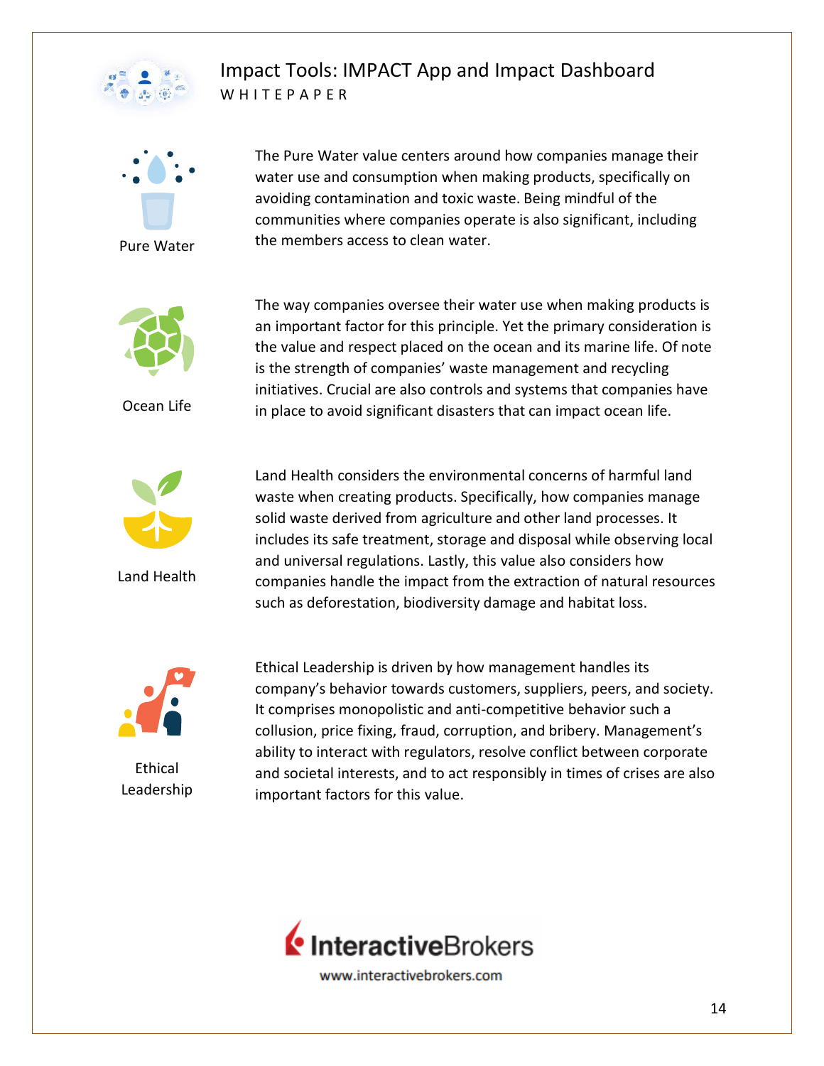**Pure Water**

The Pure Water value centers around how companies manage their water use and consumption when making products, specifically on avoiding contamination and toxic waste. Being mindful of the communities where companies operate is also significant, including the members access to clean water.

**Ocean Life**

The way companies oversee their water use when making products is an important factor for this principle. Yet the primary consideration is the value and respect placed on the ocean and its marine life. Of note is the strength of companies' waste management and recycling initiatives. Crucial are also controls and systems that companies have in place to avoid significant disasters that can impact ocean life.

**Land Health**

Land Health considers the environmental concerns of harmful land waste when creating products. Specifically, how companies manage solid waste derived from agriculture and other land processes. It includes its safe treatment, storage and disposal while observing local and universal regulations. Lastly, this value also considers how companies handle the impact from the extraction of natural resources such as deforestation, biodiversity damage and habitat loss.

**Ethical Leadership**

Ethical Leadership is driven by how management handles its company's behavior towards customers, suppliers, peers, and society. It comprises monopolistic and anti-competitive behavior such a collusion, price fixing, fraud, corruption, and bribery. Management's ability to interact with regulators, resolve conflict between corporate and societal interests, and to act responsibly in times of crises are also important factors for this value.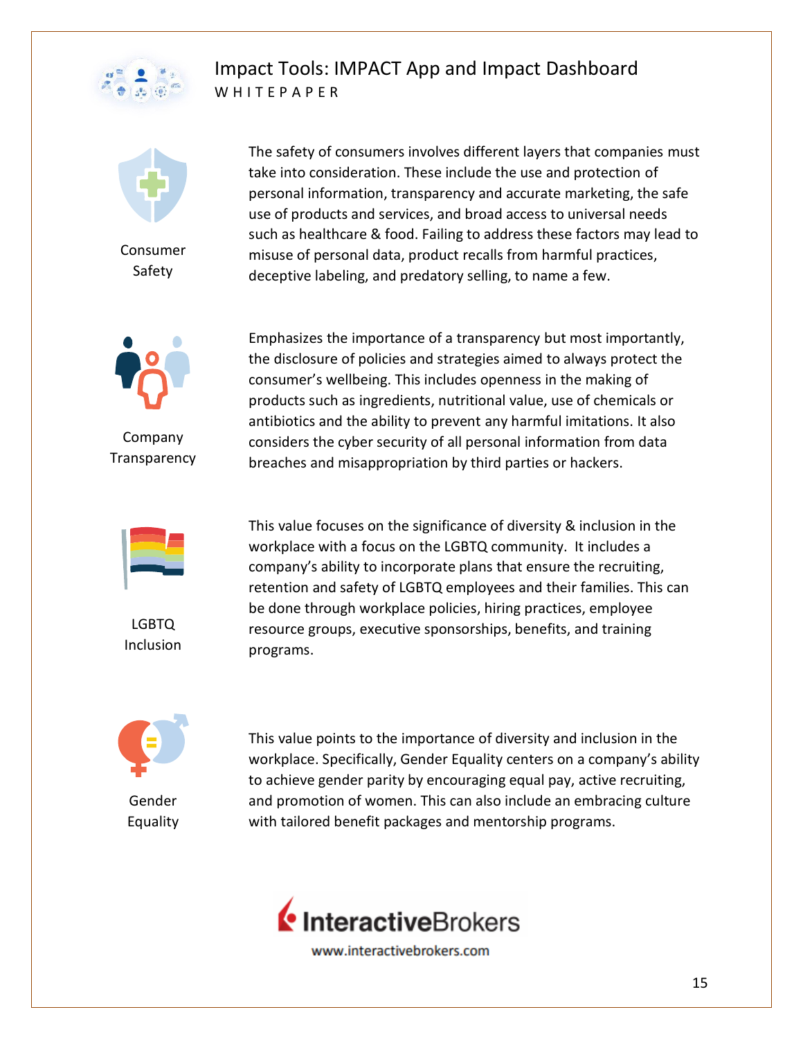**Consumer Safety**

The safety of consumers involves different layers that companies must take into consideration. These include the use and protection of personal information, transparency and accurate marketing, the safe use of products and services, and broad access to universal needs such as healthcare & food. Failing to address these factors may lead to misuse of personal data, product recalls from harmful practices, deceptive labeling, and predatory selling, to name a few.

**Company Transparency**

Emphasizes the importance of a transparency but most importantly, the disclosure of policies and strategies aimed to always protect the consumer's wellbeing. This includes openness in the making of products such as ingredients, nutritional value, use of chemicals or antibiotics and the ability to prevent any harmful imitations. It also considers the cyber security of all personal information from data breaches and misappropriation by third parties or hackers.

**LGBTQ Inclusion**

This value focuses on the significance of diversity & inclusion in the workplace with a focus on the LGBTQ community. It includes a company's ability to incorporate plans that ensure the recruiting, retention and safety of LGBTQ employees and their families. This can be done through workplace policies, hiring practices, employee resource groups, executive sponsorships, benefits, and training programs.

**Gender Equality**

This value points to the importance of diversity and inclusion in the workplace. Specifically, Gender Equality centers on a company's ability to achieve gender parity by encouraging equal pay, active recruiting, and promotion of women. This can also include an embracing culture with tailored benefit packages and mentorship programs.

InteractiveBrokers
www.interactivebrokers.com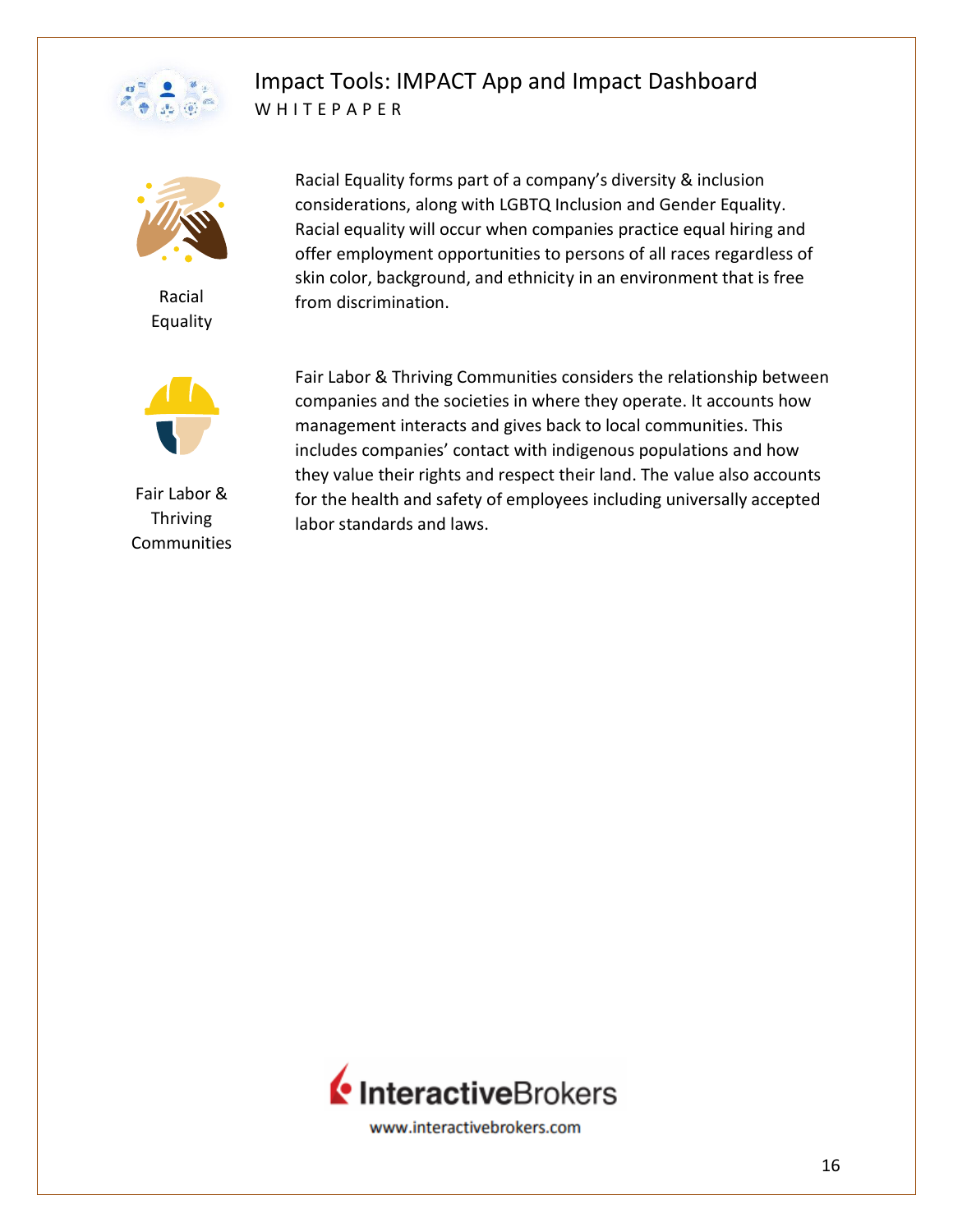Racial Equality

Racial Equality forms part of a company's diversity & inclusion considerations, along with LGBTQ Inclusion and Gender Equality. Racial equality will occur when companies practice equal hiring and offer employment opportunities to persons of all races regardless of skin color, background, and ethnicity in an environment that is free from discrimination.

Fair Labor & Thriving Communities

Fair Labor & Thriving Communities considers the relationship between companies and the societies in where they operate. It accounts how management interacts and gives back to local communities. This includes companies' contact with indigenous populations and how they value their rights and respect their land. The value also accounts for the health and safety of employees including universally accepted labor standards and laws.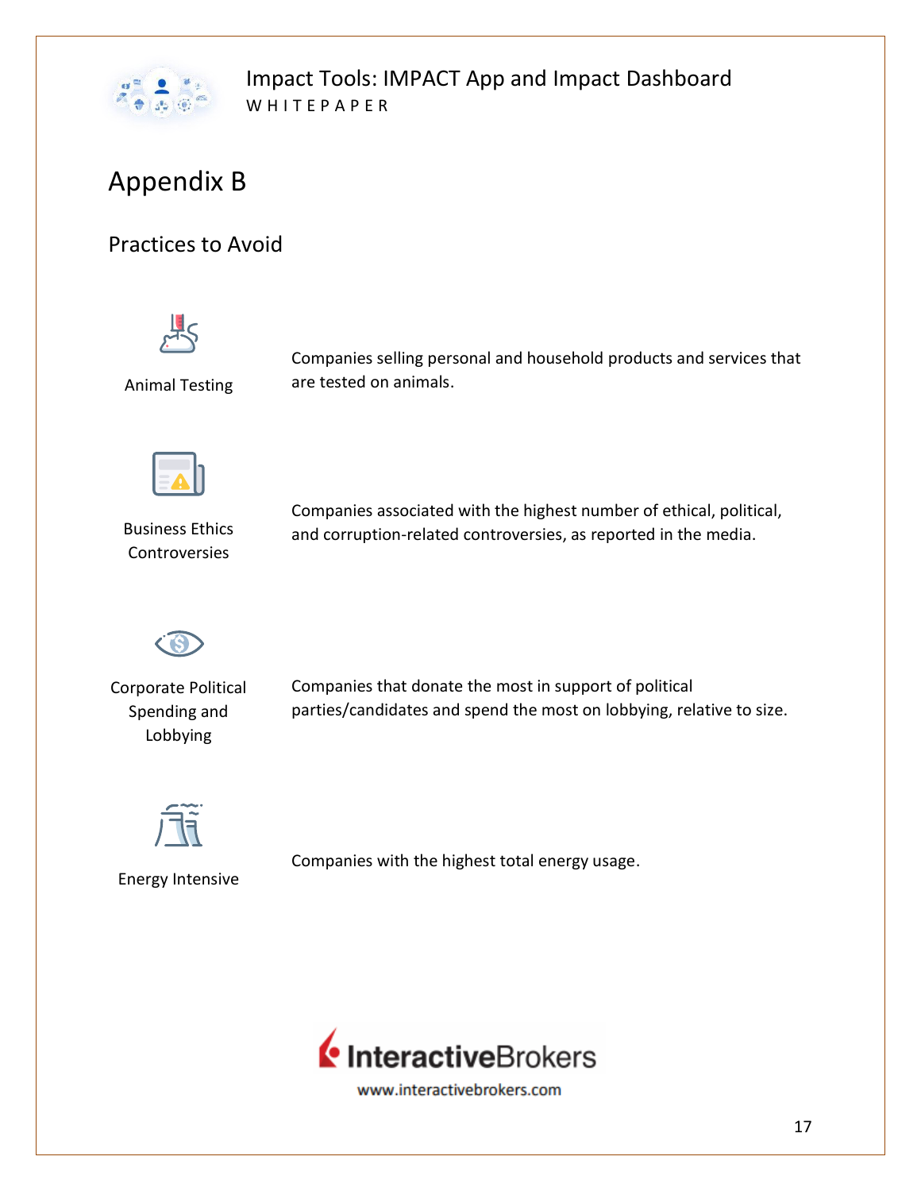# Appendix B

## Practices to Avoid

| | |
|---|---|
| Animal Testing | Companies selling personal and household products and services that are tested on animals. |
| Business Ethics Controversies | Companies associated with the highest number of ethical, political, and corruption-related controversies, as reported in the media. |
| Corporate Political Spending and Lobbying | Companies that donate the most in support of political parties/candidates and spend the most on lobbying, relative to size. |
| Energy Intensive | Companies with the highest total energy usage. |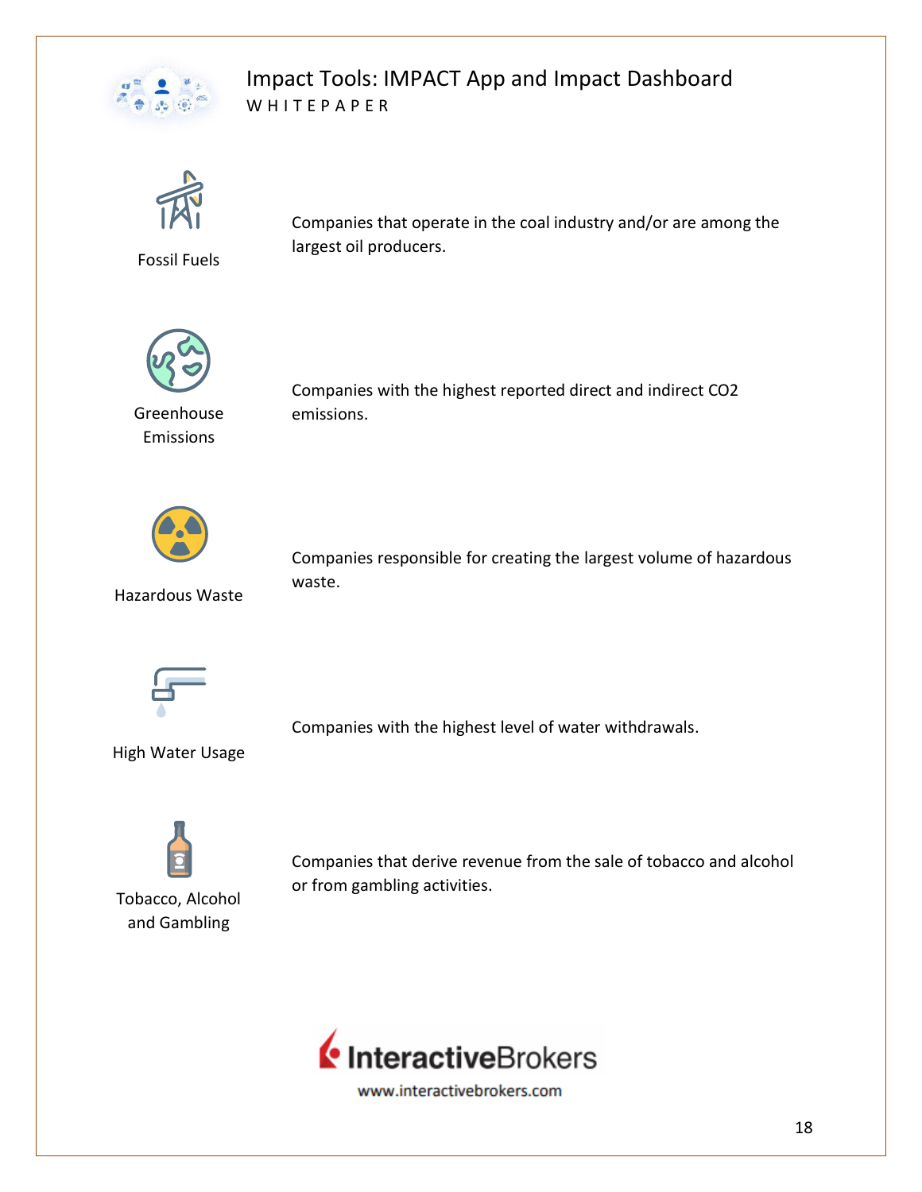| | |
|---|---|
| Fossil Fuels | Companies that operate in the coal industry and/or are among the largest oil producers. |
| Greenhouse Emissions | Companies with the highest reported direct and indirect $CO_2$ emissions. |
| Hazardous Waste | Companies responsible for creating the largest volume of hazardous waste. |
| High Water Usage | Companies with the highest level of water withdrawals. |
| Tobacco, Alcohol and Gambling | Companies that derive revenue from the sale of tobacco and alcohol or from gambling activities. |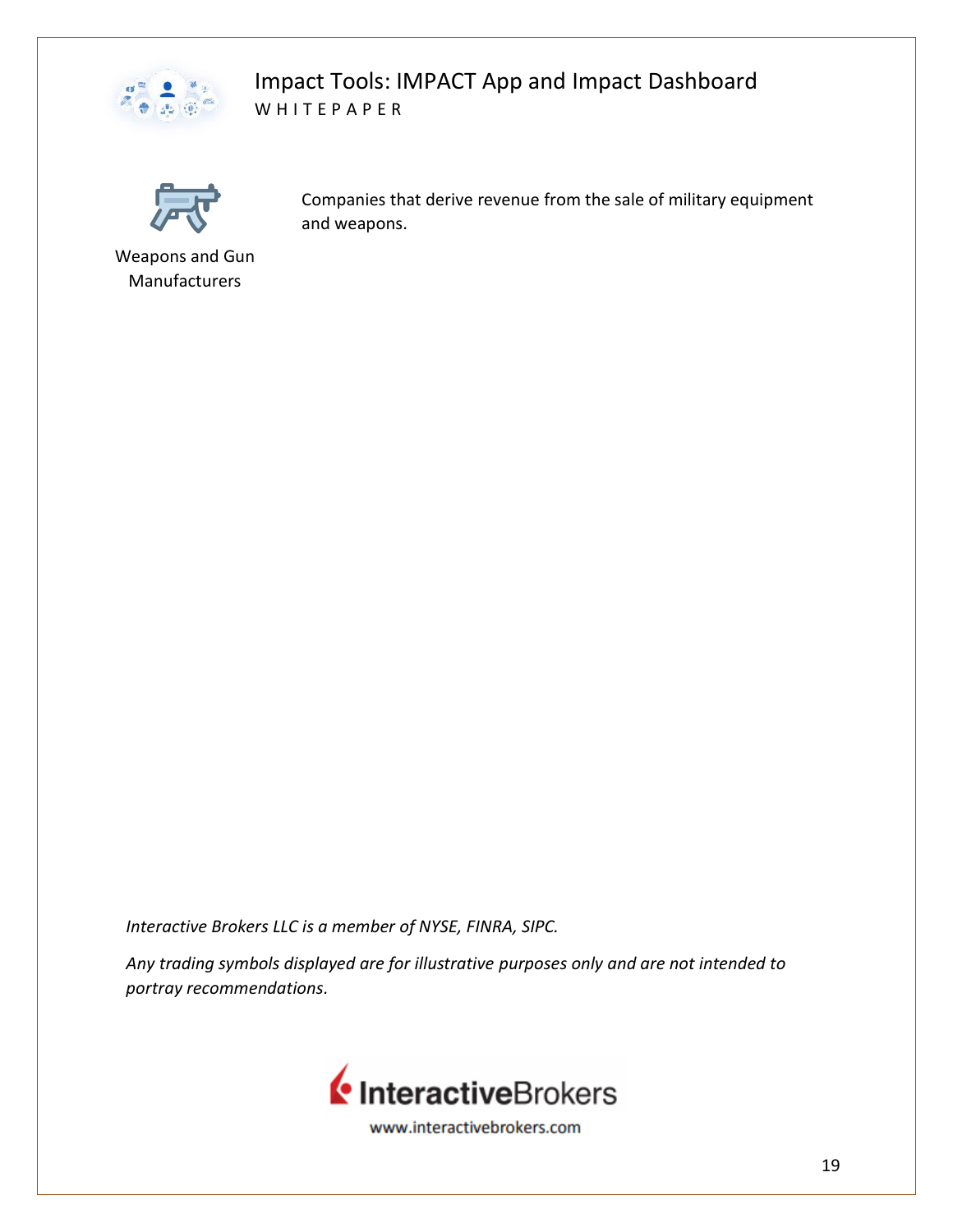Weapons and Gun Manufacturers

Companies that derive revenue from the sale of military equipment and weapons.

*Interactive Brokers LLC is a member of NYSE, FINRA, SIPC.*

*Any trading symbols displayed are for illustrative purposes only and are not intended to portray recommendations.*

www.interactivebrokers.com